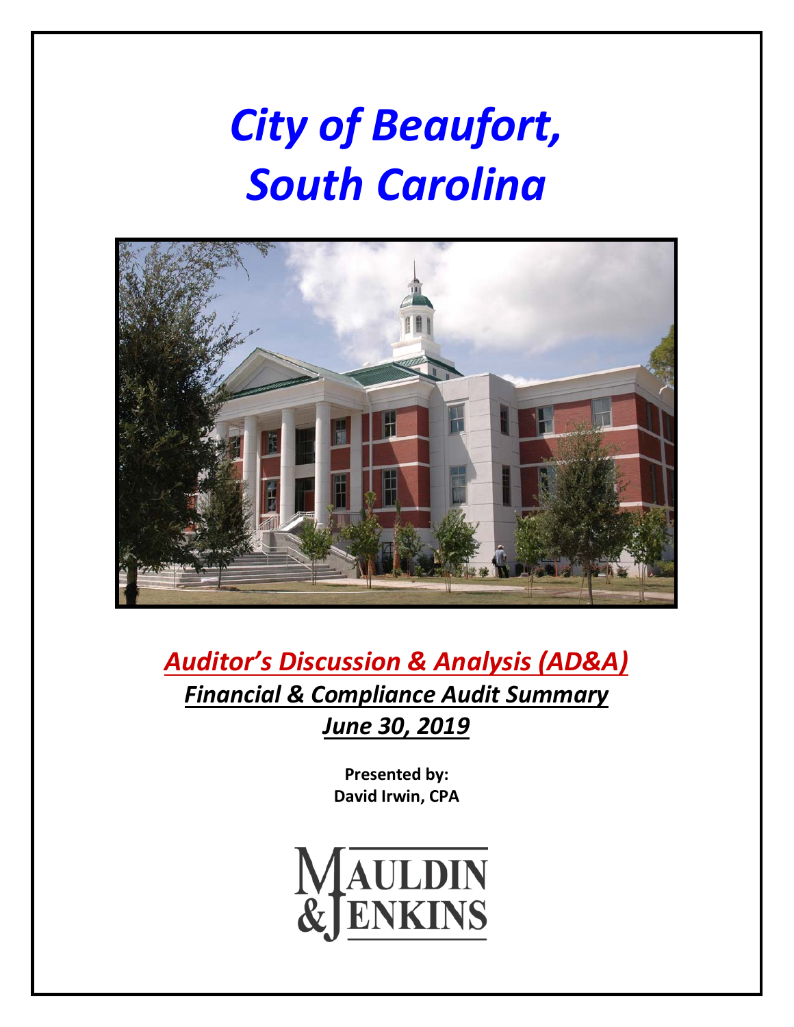# *City of Beaufort, South Carolina*

## *Auditor's Discussion & Analysis (AD&A)*

### *Financial & Compliance Audit Summary*

### *June 30, 2019*

**Presented by:**
**David Irwin, CPA**

MAULDIN & JENKINS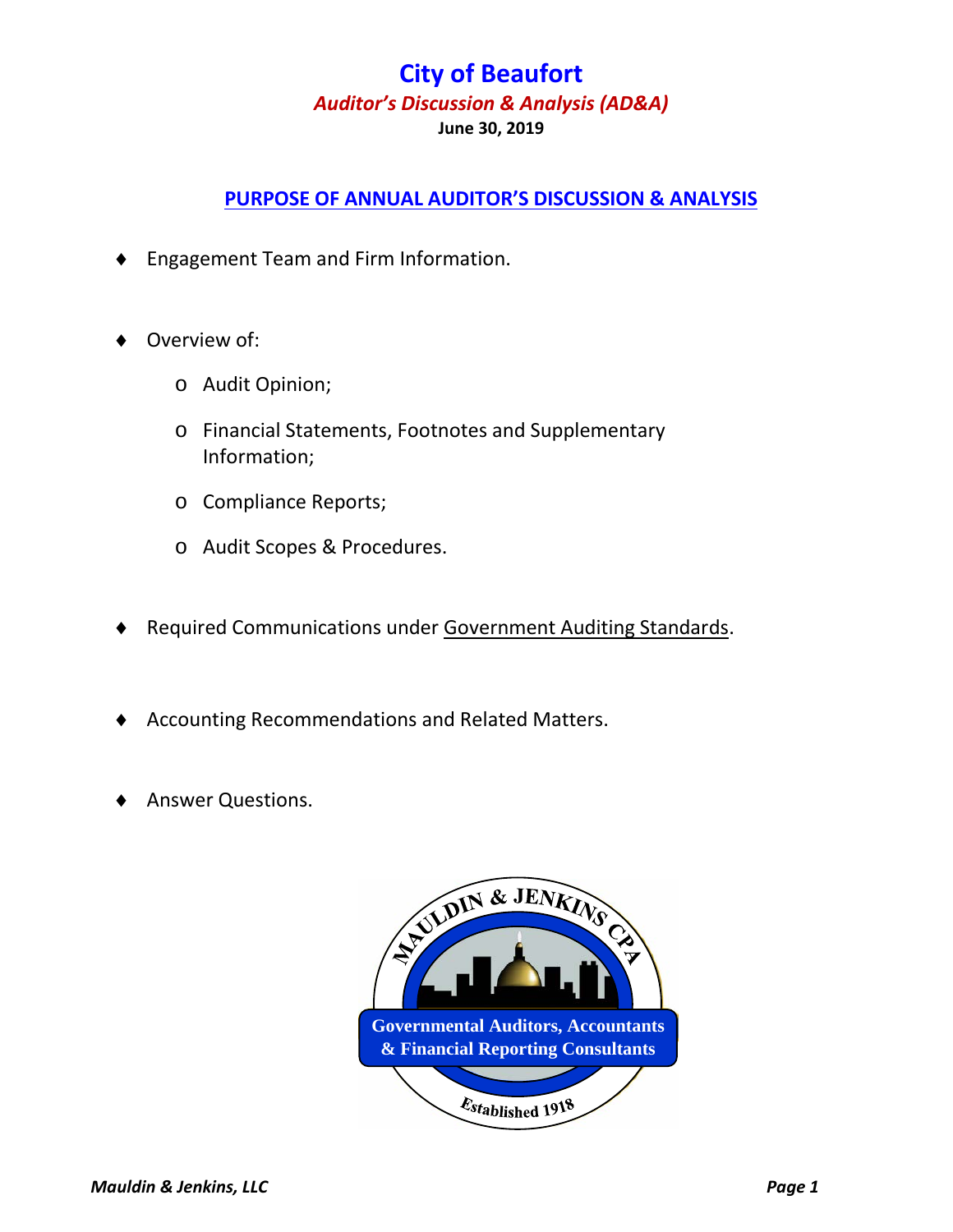# City of Beaufort

***Auditor's Discussion & Analysis (AD&A)***

**June 30, 2019**

## PURPOSE OF ANNUAL AUDITOR'S DISCUSSION & ANALYSIS

- Engagement Team and Firm Information.
- Overview of:
  - Audit Opinion;
  - Financial Statements, Footnotes and Supplementary Information;
  - Compliance Reports;
  - Audit Scopes & Procedures.
- Required Communications under Government Auditing Standards.
- Accounting Recommendations and Related Matters.
- Answer Questions.

MAULDIN & JENKINS CPA

Governmental Auditors, Accountants & Financial Reporting Consultants

Established 1918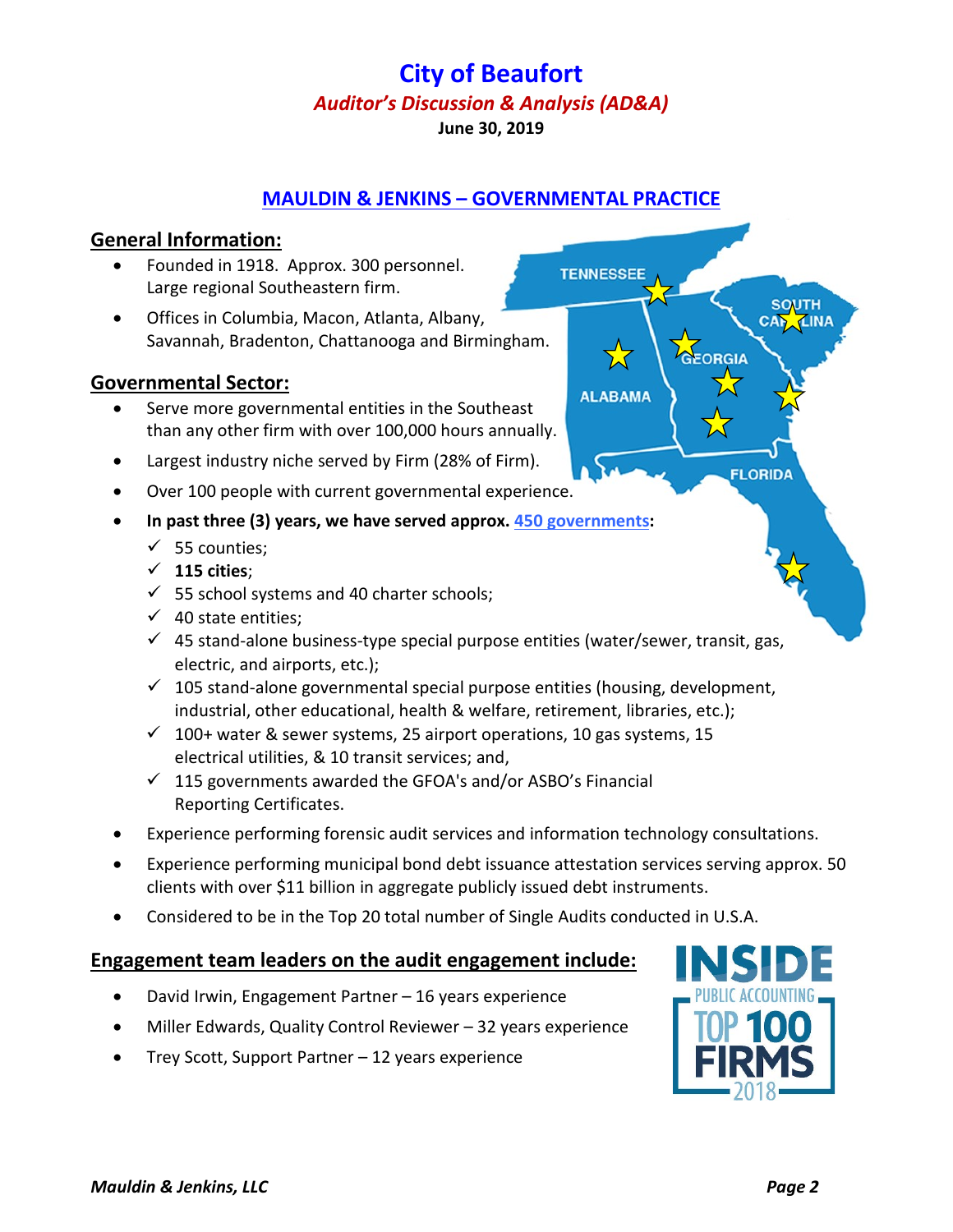# City of Beaufort

***Auditor's Discussion & Analysis (AD&A)***

**June 30, 2019**

## MAULDIN & JENKINS – GOVERNMENTAL PRACTICE

### General Information:

- Founded in 1918. Approx. 300 personnel. Large regional Southeastern firm.
- Offices in Columbia, Macon, Atlanta, Albany, Savannah, Bradenton, Chattanooga and Birmingham.

### Governmental Sector:

- Serve more governmental entities in the Southeast than any other firm with over 100,000 hours annually.
- Largest industry niche served by Firm (28% of Firm).
- Over 100 people with current governmental experience.
- **In past three (3) years, we have served approx. 450 governments:**
  - ✓ 55 counties;
  - ✓ **115 cities**;
  - ✓ 55 school systems and 40 charter schools;
  - ✓ 40 state entities;
  - ✓ 45 stand-alone business-type special purpose entities (water/sewer, transit, gas, electric, and airports, etc.);
  - ✓ 105 stand-alone governmental special purpose entities (housing, development, industrial, other educational, health & welfare, retirement, libraries, etc.);
  - ✓ 100+ water & sewer systems, 25 airport operations, 10 gas systems, 15 electrical utilities, & 10 transit services; and,
  - ✓ 115 governments awarded the GFOA's and/or ASBO's Financial Reporting Certificates.
- Experience performing forensic audit services and information technology consultations.
- Experience performing municipal bond debt issuance attestation services serving approx. 50 clients with over $11 billion in aggregate publicly issued debt instruments.
- Considered to be in the Top 20 total number of Single Audits conducted in U.S.A.

### Engagement team leaders on the audit engagement include:

- David Irwin, Engagement Partner – 16 years experience
- Miller Edwards, Quality Control Reviewer – 32 years experience
- Trey Scott, Support Partner – 12 years experience

INSIDE PUBLIC ACCOUNTING TOP 100 FIRMS 2018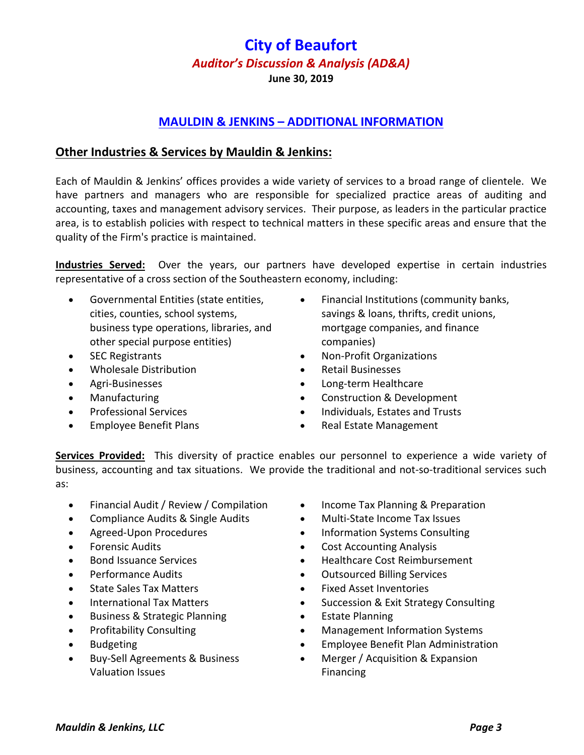# City of Beaufort

***Auditor's Discussion & Analysis (AD&A)***

**June 30, 2019**

## MAULDIN & JENKINS – ADDITIONAL INFORMATION

## Other Industries & Services by Mauldin & Jenkins:

Each of Mauldin & Jenkins' offices provides a wide variety of services to a broad range of clientele. We have partners and managers who are responsible for specialized practice areas of auditing and accounting, taxes and management advisory services. Their purpose, as leaders in the particular practice area, is to establish policies with respect to technical matters in these specific areas and ensure that the quality of the Firm's practice is maintained.

**Industries Served:** Over the years, our partners have developed expertise in certain industries representative of a cross section of the Southeastern economy, including:

- Governmental Entities (state entities, cities, counties, school systems, business type operations, libraries, and other special purpose entities)
- SEC Registrants
- Wholesale Distribution
- Agri-Businesses
- Manufacturing
- Professional Services
- Employee Benefit Plans
- Financial Institutions (community banks, savings & loans, thrifts, credit unions, mortgage companies, and finance companies)
- Non-Profit Organizations
- Retail Businesses
- Long-term Healthcare
- Construction & Development
- Individuals, Estates and Trusts
- Real Estate Management

**Services Provided:** This diversity of practice enables our personnel to experience a wide variety of business, accounting and tax situations. We provide the traditional and not-so-traditional services such as:

- Financial Audit / Review / Compilation
- Compliance Audits & Single Audits
- Agreed-Upon Procedures
- Forensic Audits
- Bond Issuance Services
- Performance Audits
- State Sales Tax Matters
- International Tax Matters
- Business & Strategic Planning
- Profitability Consulting
- Budgeting
- Buy-Sell Agreements & Business Valuation Issues
- Income Tax Planning & Preparation
- Multi-State Income Tax Issues
- Information Systems Consulting
- Cost Accounting Analysis
- Healthcare Cost Reimbursement
- Outsourced Billing Services
- Fixed Asset Inventories
- Succession & Exit Strategy Consulting
- Estate Planning
- Management Information Systems
- Employee Benefit Plan Administration
- Merger / Acquisition & Expansion Financing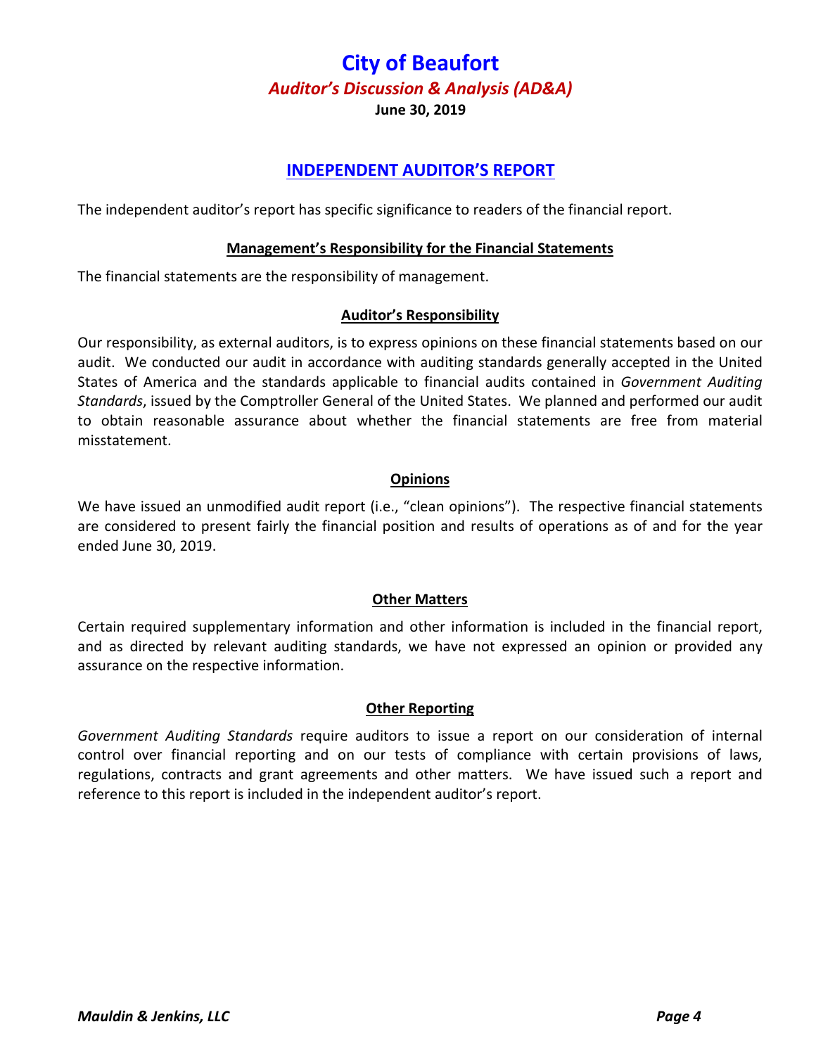# City of Beaufort

## *Auditor's Discussion & Analysis (AD&A)*

**June 30, 2019**

## INDEPENDENT AUDITOR'S REPORT

The independent auditor's report has specific significance to readers of the financial report.

### Management's Responsibility for the Financial Statements

The financial statements are the responsibility of management.

### Auditor's Responsibility

Our responsibility, as external auditors, is to express opinions on these financial statements based on our audit. We conducted our audit in accordance with auditing standards generally accepted in the United States of America and the standards applicable to financial audits contained in *Government Auditing Standards*, issued by the Comptroller General of the United States. We planned and performed our audit to obtain reasonable assurance about whether the financial statements are free from material misstatement.

### Opinions

We have issued an unmodified audit report (i.e., "clean opinions"). The respective financial statements are considered to present fairly the financial position and results of operations as of and for the year ended June 30, 2019.

### Other Matters

Certain required supplementary information and other information is included in the financial report, and as directed by relevant auditing standards, we have not expressed an opinion or provided any assurance on the respective information.

### Other Reporting

*Government Auditing Standards* require auditors to issue a report on our consideration of internal control over financial reporting and on our tests of compliance with certain provisions of laws, regulations, contracts and grant agreements and other matters. We have issued such a report and reference to this report is included in the independent auditor's report.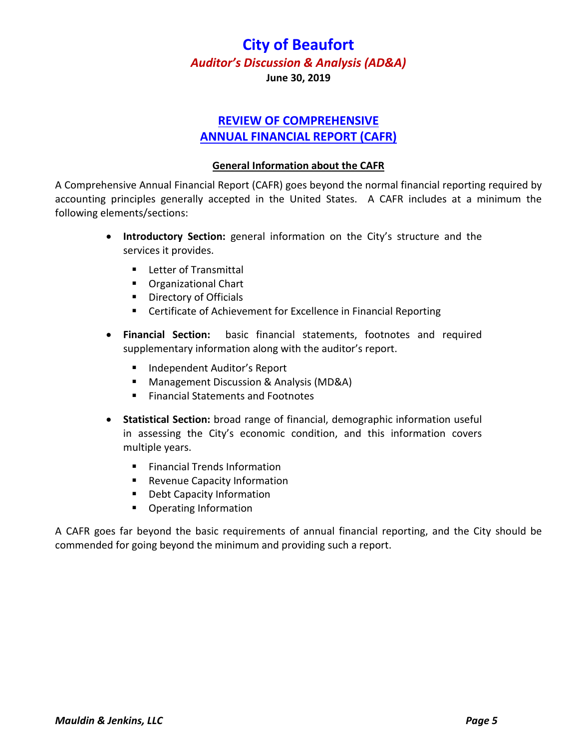# City of Beaufort

## *Auditor's Discussion & Analysis (AD&A)*

**June 30, 2019**

## REVIEW OF COMPREHENSIVE ANNUAL FINANCIAL REPORT (CAFR)

### General Information about the CAFR

A Comprehensive Annual Financial Report (CAFR) goes beyond the normal financial reporting required by accounting principles generally accepted in the United States. A CAFR includes at a minimum the following elements/sections:

- **Introductory Section:** general information on the City's structure and the services it provides.
  - Letter of Transmittal
  - Organizational Chart
  - Directory of Officials
  - Certificate of Achievement for Excellence in Financial Reporting
- **Financial Section:** basic financial statements, footnotes and required supplementary information along with the auditor's report.
  - Independent Auditor's Report
  - Management Discussion & Analysis (MD&A)
  - Financial Statements and Footnotes
- **Statistical Section:** broad range of financial, demographic information useful in assessing the City's economic condition, and this information covers multiple years.
  - Financial Trends Information
  - Revenue Capacity Information
  - Debt Capacity Information
  - Operating Information

A CAFR goes far beyond the basic requirements of annual financial reporting, and the City should be commended for going beyond the minimum and providing such a report.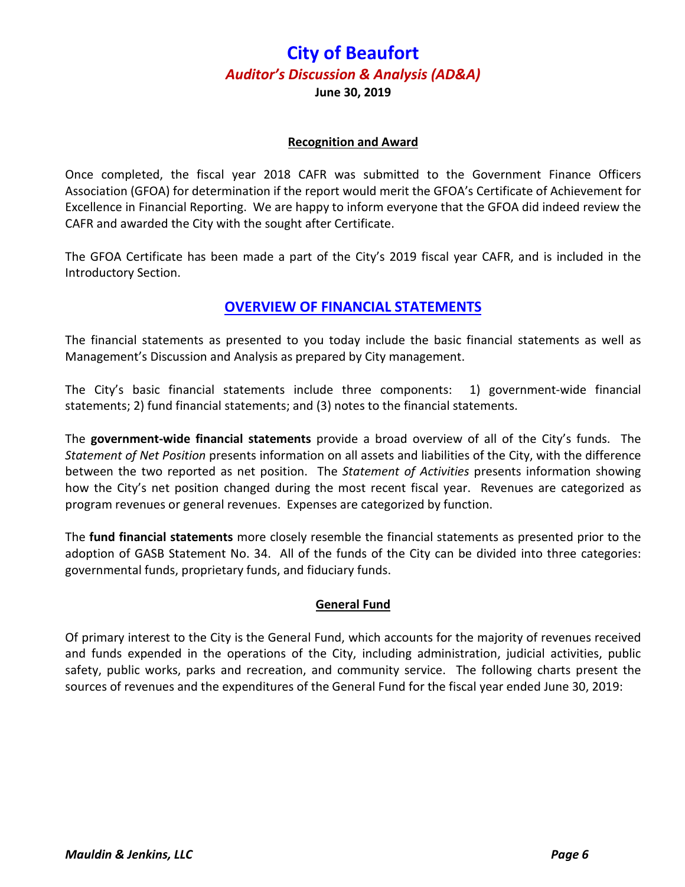# City of Beaufort

## *Auditor's Discussion & Analysis (AD&A)*

**June 30, 2019**

### Recognition and Award

Once completed, the fiscal year 2018 CAFR was submitted to the Government Finance Officers Association (GFOA) for determination if the report would merit the GFOA's Certificate of Achievement for Excellence in Financial Reporting. We are happy to inform everyone that the GFOA did indeed review the CAFR and awarded the City with the sought after Certificate.

The GFOA Certificate has been made a part of the City's 2019 fiscal year CAFR, and is included in the Introductory Section.

## OVERVIEW OF FINANCIAL STATEMENTS

The financial statements as presented to you today include the basic financial statements as well as Management's Discussion and Analysis as prepared by City management.

The City's basic financial statements include three components: 1) government-wide financial statements; 2) fund financial statements; and (3) notes to the financial statements.

The **government-wide financial statements** provide a broad overview of all of the City's funds. The *Statement of Net Position* presents information on all assets and liabilities of the City, with the difference between the two reported as net position. The *Statement of Activities* presents information showing how the City's net position changed during the most recent fiscal year. Revenues are categorized as program revenues or general revenues. Expenses are categorized by function.

The **fund financial statements** more closely resemble the financial statements as presented prior to the adoption of GASB Statement No. 34. All of the funds of the City can be divided into three categories: governmental funds, proprietary funds, and fiduciary funds.

### General Fund

Of primary interest to the City is the General Fund, which accounts for the majority of revenues received and funds expended in the operations of the City, including administration, judicial activities, public safety, public works, parks and recreation, and community service. The following charts present the sources of revenues and the expenditures of the General Fund for the fiscal year ended June 30, 2019: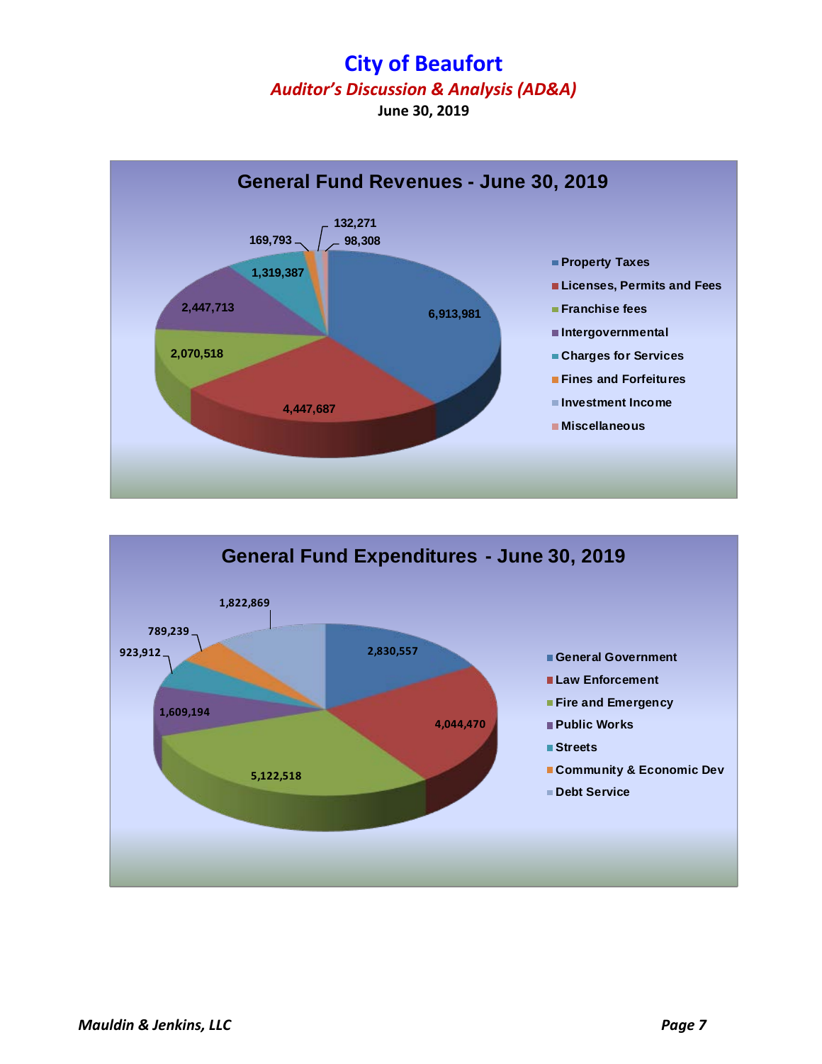# City of Beaufort

## *Auditor's Discussion & Analysis (AD&A)*

**June 30, 2019**

### General Fund Revenues - June 30, 2019

| Category | Amount |
|---|---|
| Property Taxes | 6,913,981 |
| Licenses, Permits and Fees | 4,447,687 |
| Franchise fees | 2,070,518 |
| Intergovernmental | 2,447,713 |
| Charges for Services | 1,319,387 |
| Fines and Forfeitures | 169,793 |
| Investment Income | 132,271 |
| Miscellaneous | 98,308 |

### General Fund Expenditures - June 30, 2019

| Category | Amount |
|---|---|
| General Government | 2,830,557 |
| Law Enforcement | 4,044,470 |
| Fire and Emergency | 5,122,518 |
| Public Works | 1,609,194 |
| Streets | 923,912 |
| Community & Economic Dev | 789,239 |
| Debt Service | 1,822,869 |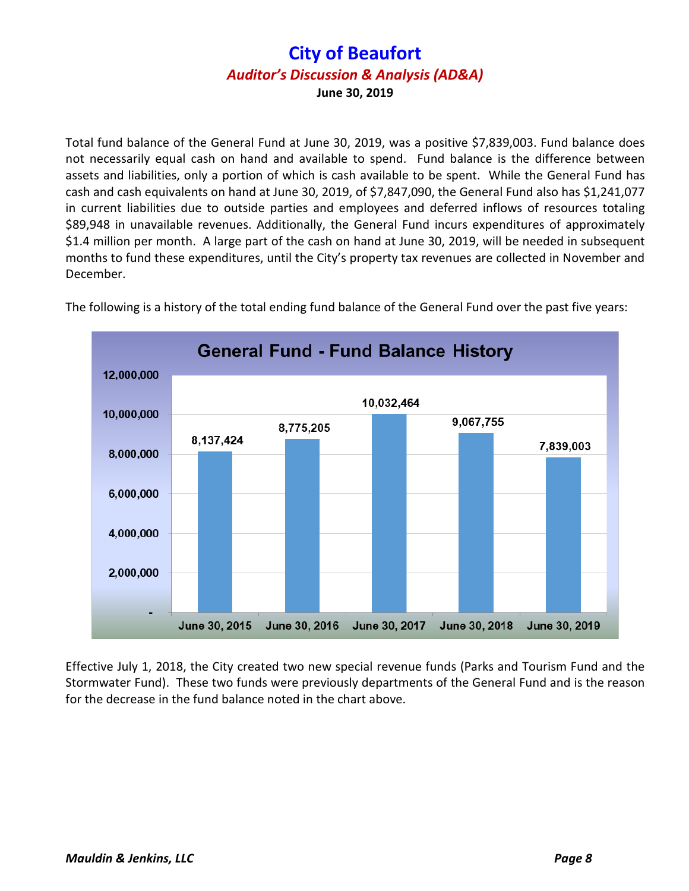# City of Beaufort

## *Auditor's Discussion & Analysis (AD&A)*

**June 30, 2019**

Total fund balance of the General Fund at June 30, 2019, was a positive $7,839,003. Fund balance does not necessarily equal cash on hand and available to spend. Fund balance is the difference between assets and liabilities, only a portion of which is cash available to be spent. While the General Fund has cash and cash equivalents on hand at June 30, 2019, of $7,847,090, the General Fund also has $1,241,077 in current liabilities due to outside parties and employees and deferred inflows of resources totaling $89,948 in unavailable revenues. Additionally, the General Fund incurs expenditures of approximately $1.4 million per month. A large part of the cash on hand at June 30, 2019, will be needed in subsequent months to fund these expenditures, until the City's property tax revenues are collected in November and December.

The following is a history of the total ending fund balance of the General Fund over the past five years:

**General Fund - Fund Balance History**

| Date | Fund Balance |
|---|---|
| June 30, 2015 | 8,137,424 |
| June 30, 2016 | 8,775,205 |
| June 30, 2017 | 10,032,464 |
| June 30, 2018 | 9,067,755 |
| June 30, 2019 | 7,839,003 |

Effective July 1, 2018, the City created two new special revenue funds (Parks and Tourism Fund and the Stormwater Fund). These two funds were previously departments of the General Fund and is the reason for the decrease in the fund balance noted in the chart above.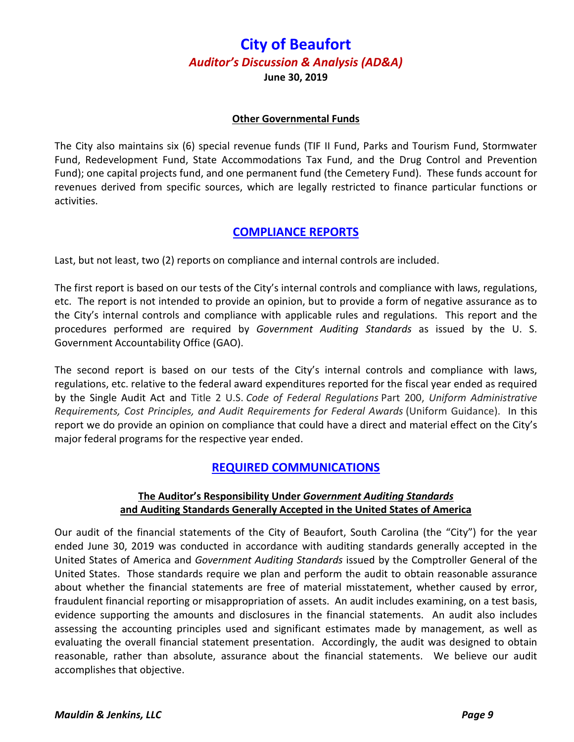#### **Other Governmental Funds**

The City also maintains six (6) special revenue funds (TIF II Fund, Parks and Tourism Fund, Stormwater Fund, Redevelopment Fund, State Accommodations Tax Fund, and the Drug Control and Prevention Fund); one capital projects fund, and one permanent fund (the Cemetery Fund). These funds account for revenues derived from specific sources, which are legally restricted to finance particular functions or activities.

## **COMPLIANCE REPORTS**

Last, but not least, two (2) reports on compliance and internal controls are included.

The first report is based on our tests of the City's internal controls and compliance with laws, regulations, etc. The report is not intended to provide an opinion, but to provide a form of negative assurance as to the City's internal controls and compliance with applicable rules and regulations. This report and the procedures performed are required by *Government Auditing Standards* as issued by the U. S. Government Accountability Office (GAO).

The second report is based on our tests of the City's internal controls and compliance with laws, regulations, etc. relative to the federal award expenditures reported for the fiscal year ended as required by the Single Audit Act and Title 2 U.S. *Code of Federal Regulations* Part 200, *Uniform Administrative Requirements, Cost Principles, and Audit Requirements for Federal Awards* (Uniform Guidance). In this report we do provide an opinion on compliance that could have a direct and material effect on the City's major federal programs for the respective year ended.

## **REQUIRED COMMUNICATIONS**

#### **The Auditor's Responsibility Under *Government Auditing Standards* and Auditing Standards Generally Accepted in the United States of America**

Our audit of the financial statements of the City of Beaufort, South Carolina (the "City") for the year ended June 30, 2019 was conducted in accordance with auditing standards generally accepted in the United States of America and *Government Auditing Standards* issued by the Comptroller General of the United States. Those standards require we plan and perform the audit to obtain reasonable assurance about whether the financial statements are free of material misstatement, whether caused by error, fraudulent financial reporting or misappropriation of assets. An audit includes examining, on a test basis, evidence supporting the amounts and disclosures in the financial statements. An audit also includes assessing the accounting principles used and significant estimates made by management, as well as evaluating the overall financial statement presentation. Accordingly, the audit was designed to obtain reasonable, rather than absolute, assurance about the financial statements. We believe our audit accomplishes that objective.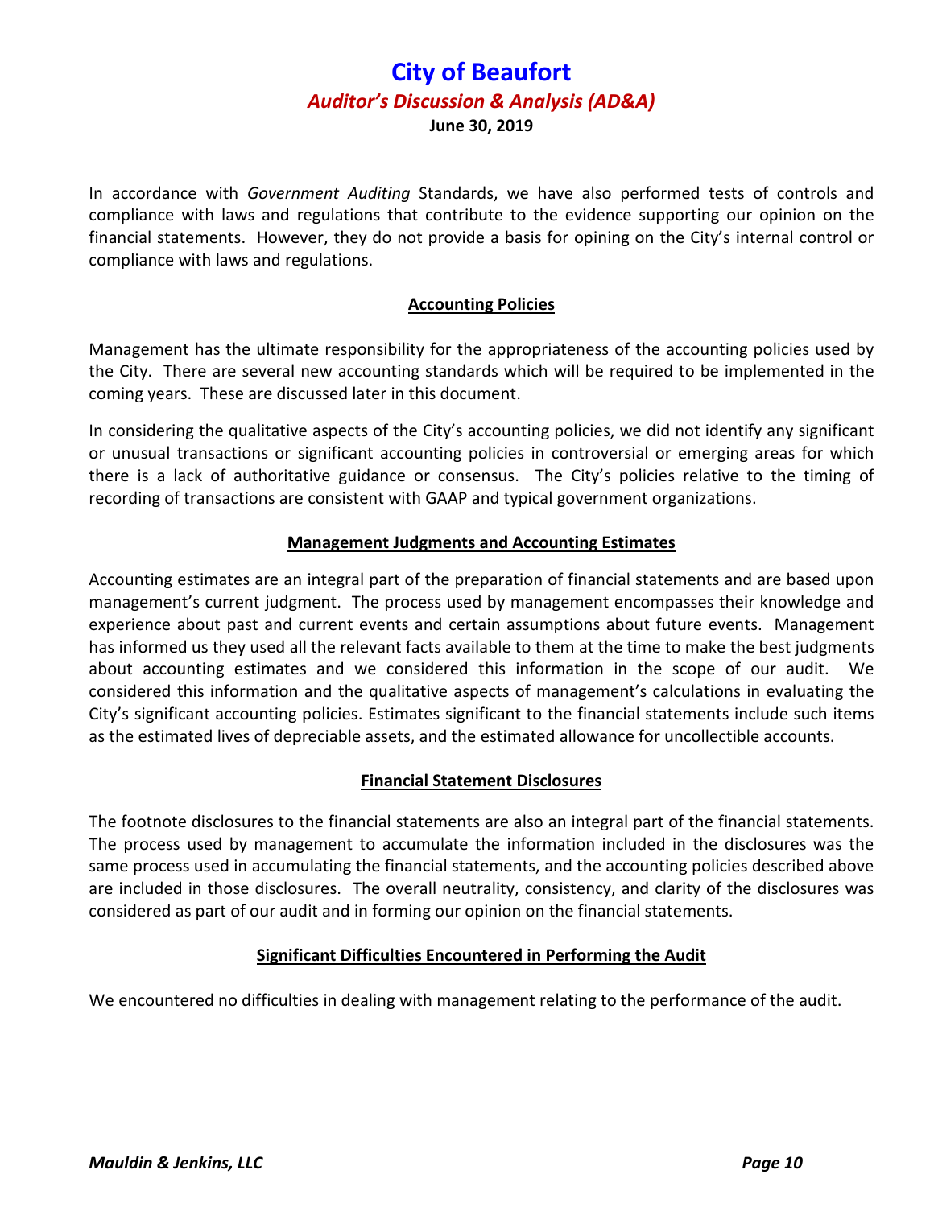In accordance with *Government Auditing* Standards, we have also performed tests of controls and compliance with laws and regulations that contribute to the evidence supporting our opinion on the financial statements. However, they do not provide a basis for opining on the City's internal control or compliance with laws and regulations.

## Accounting Policies

Management has the ultimate responsibility for the appropriateness of the accounting policies used by the City. There are several new accounting standards which will be required to be implemented in the coming years. These are discussed later in this document.

In considering the qualitative aspects of the City's accounting policies, we did not identify any significant or unusual transactions or significant accounting policies in controversial or emerging areas for which there is a lack of authoritative guidance or consensus. The City's policies relative to the timing of recording of transactions are consistent with GAAP and typical government organizations.

## Management Judgments and Accounting Estimates

Accounting estimates are an integral part of the preparation of financial statements and are based upon management's current judgment. The process used by management encompasses their knowledge and experience about past and current events and certain assumptions about future events. Management has informed us they used all the relevant facts available to them at the time to make the best judgments about accounting estimates and we considered this information in the scope of our audit. We considered this information and the qualitative aspects of management's calculations in evaluating the City's significant accounting policies. Estimates significant to the financial statements include such items as the estimated lives of depreciable assets, and the estimated allowance for uncollectible accounts.

## Financial Statement Disclosures

The footnote disclosures to the financial statements are also an integral part of the financial statements. The process used by management to accumulate the information included in the disclosures was the same process used in accumulating the financial statements, and the accounting policies described above are included in those disclosures. The overall neutrality, consistency, and clarity of the disclosures was considered as part of our audit and in forming our opinion on the financial statements.

## Significant Difficulties Encountered in Performing the Audit

We encountered no difficulties in dealing with management relating to the performance of the audit.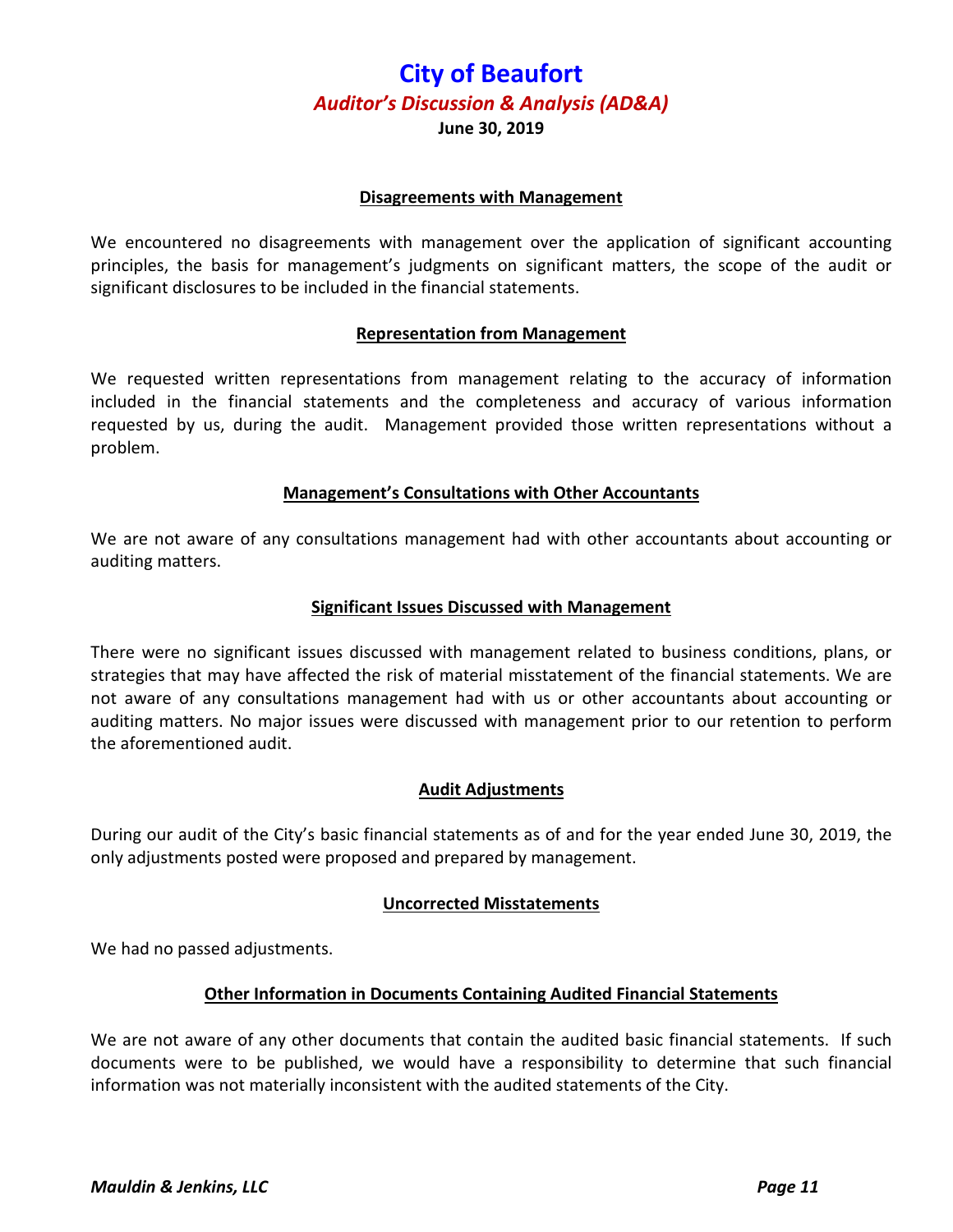# City of Beaufort

## *Auditor's Discussion & Analysis (AD&A)*

**June 30, 2019**

### Disagreements with Management

We encountered no disagreements with management over the application of significant accounting principles, the basis for management's judgments on significant matters, the scope of the audit or significant disclosures to be included in the financial statements.

### Representation from Management

We requested written representations from management relating to the accuracy of information included in the financial statements and the completeness and accuracy of various information requested by us, during the audit. Management provided those written representations without a problem.

### Management's Consultations with Other Accountants

We are not aware of any consultations management had with other accountants about accounting or auditing matters.

### Significant Issues Discussed with Management

There were no significant issues discussed with management related to business conditions, plans, or strategies that may have affected the risk of material misstatement of the financial statements. We are not aware of any consultations management had with us or other accountants about accounting or auditing matters. No major issues were discussed with management prior to our retention to perform the aforementioned audit.

### Audit Adjustments

During our audit of the City's basic financial statements as of and for the year ended June 30, 2019, the only adjustments posted were proposed and prepared by management.

### Uncorrected Misstatements

We had no passed adjustments.

### Other Information in Documents Containing Audited Financial Statements

We are not aware of any other documents that contain the audited basic financial statements. If such documents were to be published, we would have a responsibility to determine that such financial information was not materially inconsistent with the audited statements of the City.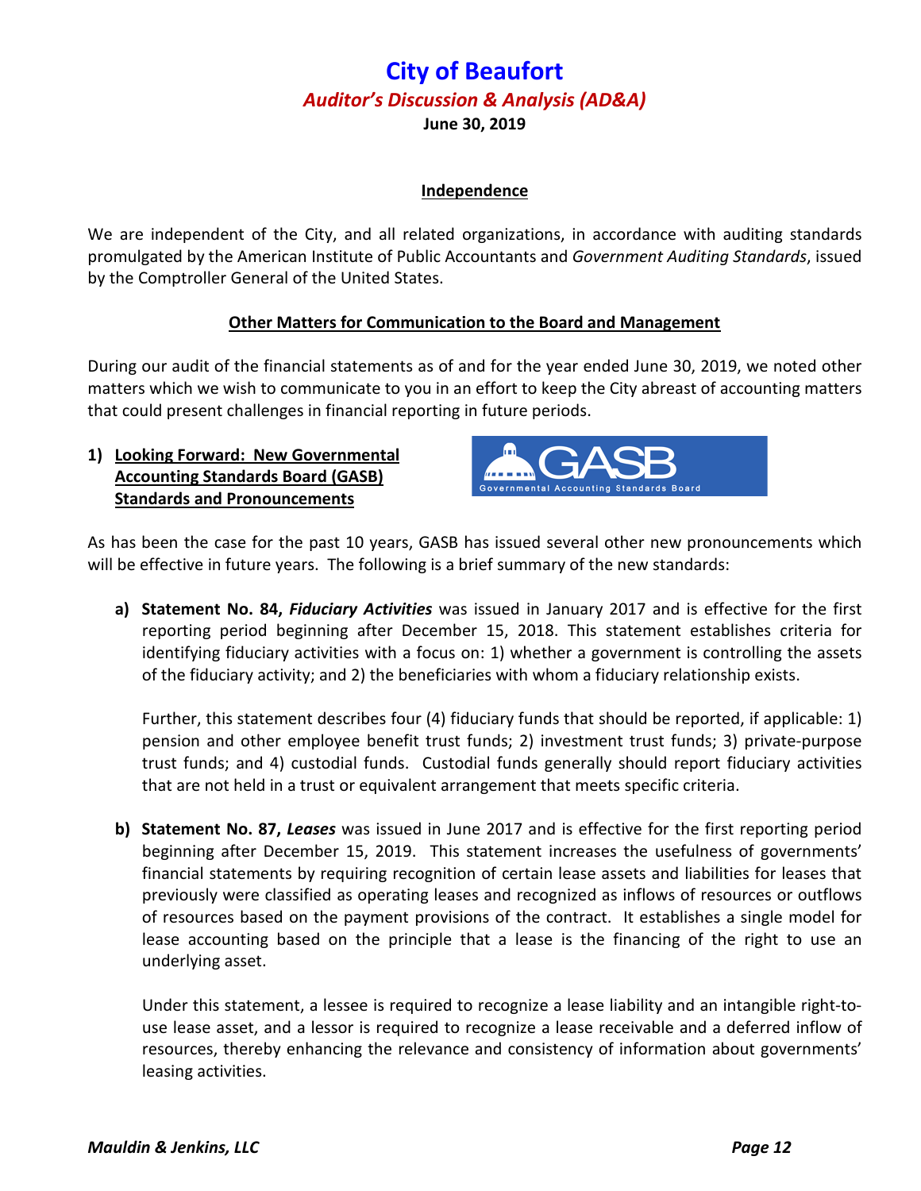# City of Beaufort

## *Auditor's Discussion & Analysis (AD&A)*

**June 30, 2019**

### Independence

We are independent of the City, and all related organizations, in accordance with auditing standards promulgated by the American Institute of Public Accountants and *Government Auditing Standards*, issued by the Comptroller General of the United States.

### Other Matters for Communication to the Board and Management

During our audit of the financial statements as of and for the year ended June 30, 2019, we noted other matters which we wish to communicate to you in an effort to keep the City abreast of accounting matters that could present challenges in financial reporting in future periods.

**1) Looking Forward: New Governmental Accounting Standards Board (GASB) Standards and Pronouncements**

As has been the case for the past 10 years, GASB has issued several other new pronouncements which will be effective in future years. The following is a brief summary of the new standards:

**a) Statement No. 84, *Fiduciary Activities*** was issued in January 2017 and is effective for the first reporting period beginning after December 15, 2018. This statement establishes criteria for identifying fiduciary activities with a focus on: 1) whether a government is controlling the assets of the fiduciary activity; and 2) the beneficiaries with whom a fiduciary relationship exists.

Further, this statement describes four (4) fiduciary funds that should be reported, if applicable: 1) pension and other employee benefit trust funds; 2) investment trust funds; 3) private-purpose trust funds; and 4) custodial funds. Custodial funds generally should report fiduciary activities that are not held in a trust or equivalent arrangement that meets specific criteria.

**b) Statement No. 87, *Leases*** was issued in June 2017 and is effective for the first reporting period beginning after December 15, 2019. This statement increases the usefulness of governments' financial statements by requiring recognition of certain lease assets and liabilities for leases that previously were classified as operating leases and recognized as inflows of resources or outflows of resources based on the payment provisions of the contract. It establishes a single model for lease accounting based on the principle that a lease is the financing of the right to use an underlying asset.

Under this statement, a lessee is required to recognize a lease liability and an intangible right-to-use lease asset, and a lessor is required to recognize a lease receivable and a deferred inflow of resources, thereby enhancing the relevance and consistency of information about governments' leasing activities.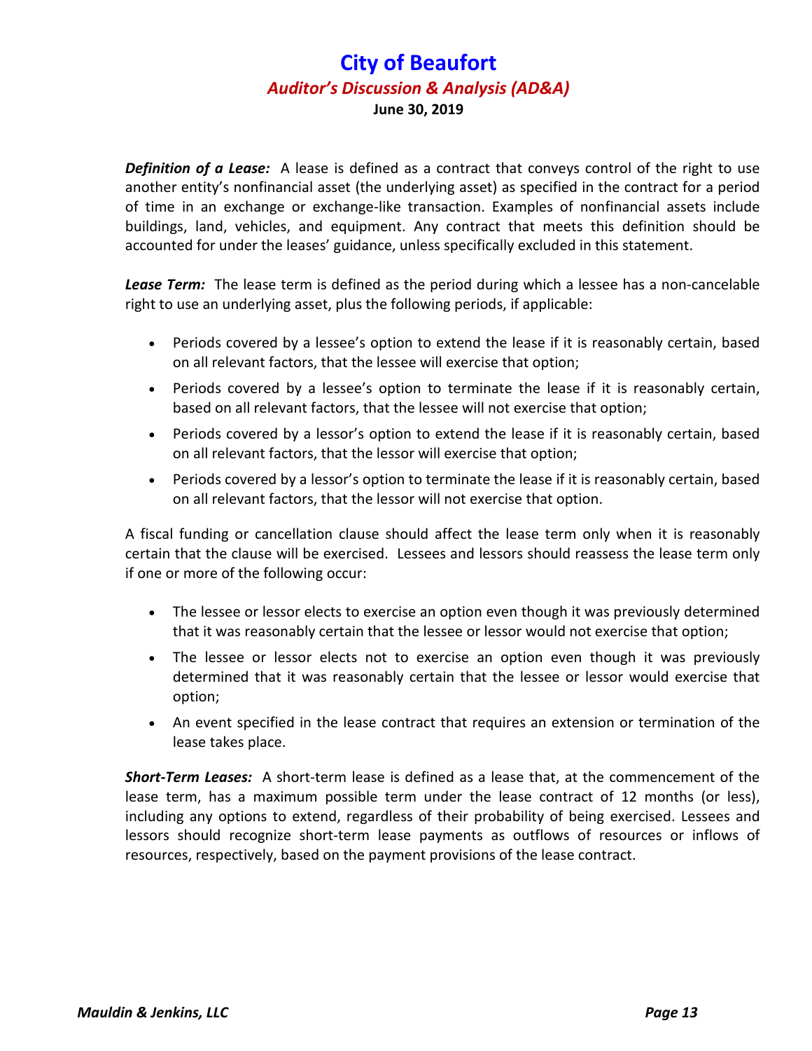***Definition of a Lease:*** A lease is defined as a contract that conveys control of the right to use another entity's nonfinancial asset (the underlying asset) as specified in the contract for a period of time in an exchange or exchange-like transaction. Examples of nonfinancial assets include buildings, land, vehicles, and equipment. Any contract that meets this definition should be accounted for under the leases' guidance, unless specifically excluded in this statement.

***Lease Term:*** The lease term is defined as the period during which a lessee has a non-cancelable right to use an underlying asset, plus the following periods, if applicable:

- Periods covered by a lessee's option to extend the lease if it is reasonably certain, based on all relevant factors, that the lessee will exercise that option;
- Periods covered by a lessee's option to terminate the lease if it is reasonably certain, based on all relevant factors, that the lessee will not exercise that option;
- Periods covered by a lessor's option to extend the lease if it is reasonably certain, based on all relevant factors, that the lessor will exercise that option;
- Periods covered by a lessor's option to terminate the lease if it is reasonably certain, based on all relevant factors, that the lessor will not exercise that option.

A fiscal funding or cancellation clause should affect the lease term only when it is reasonably certain that the clause will be exercised. Lessees and lessors should reassess the lease term only if one or more of the following occur:

- The lessee or lessor elects to exercise an option even though it was previously determined that it was reasonably certain that the lessee or lessor would not exercise that option;
- The lessee or lessor elects not to exercise an option even though it was previously determined that it was reasonably certain that the lessee or lessor would exercise that option;
- An event specified in the lease contract that requires an extension or termination of the lease takes place.

***Short-Term Leases:*** A short-term lease is defined as a lease that, at the commencement of the lease term, has a maximum possible term under the lease contract of 12 months (or less), including any options to extend, regardless of their probability of being exercised. Lessees and lessors should recognize short-term lease payments as outflows of resources or inflows of resources, respectively, based on the payment provisions of the lease contract.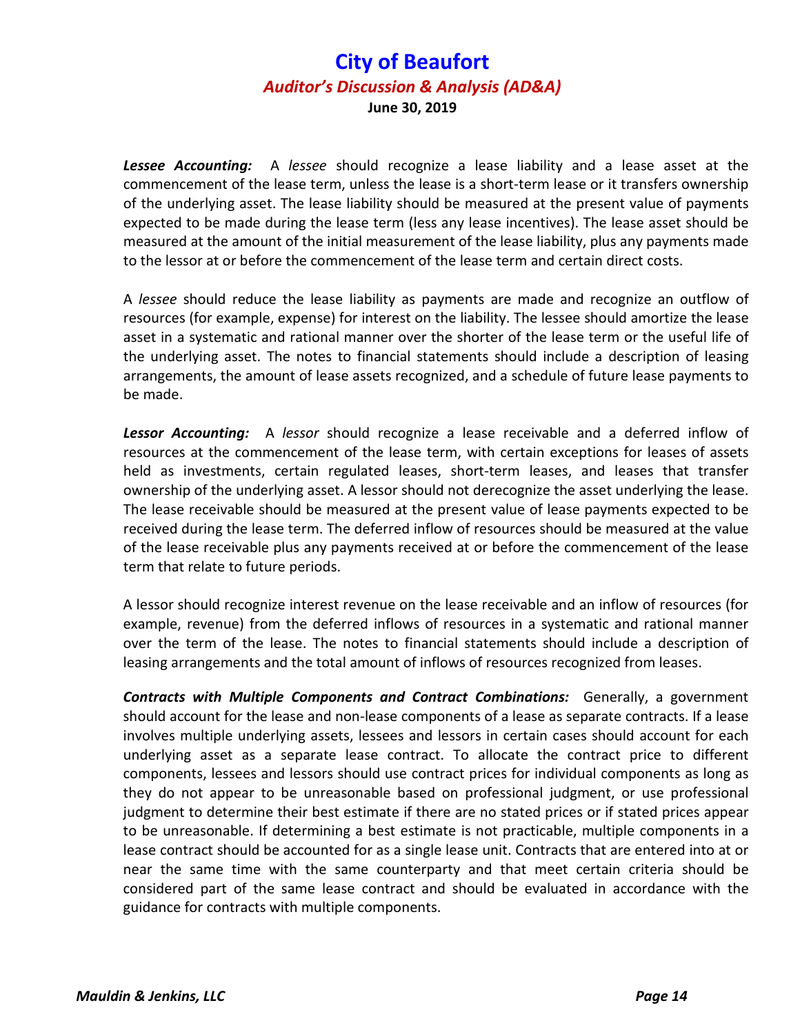***Lessee Accounting:*** A *lessee* should recognize a lease liability and a lease asset at the commencement of the lease term, unless the lease is a short-term lease or it transfers ownership of the underlying asset. The lease liability should be measured at the present value of payments expected to be made during the lease term (less any lease incentives). The lease asset should be measured at the amount of the initial measurement of the lease liability, plus any payments made to the lessor at or before the commencement of the lease term and certain direct costs.

A *lessee* should reduce the lease liability as payments are made and recognize an outflow of resources (for example, expense) for interest on the liability. The lessee should amortize the lease asset in a systematic and rational manner over the shorter of the lease term or the useful life of the underlying asset. The notes to financial statements should include a description of leasing arrangements, the amount of lease assets recognized, and a schedule of future lease payments to be made.

***Lessor Accounting:*** A *lessor* should recognize a lease receivable and a deferred inflow of resources at the commencement of the lease term, with certain exceptions for leases of assets held as investments, certain regulated leases, short-term leases, and leases that transfer ownership of the underlying asset. A lessor should not derecognize the asset underlying the lease. The lease receivable should be measured at the present value of lease payments expected to be received during the lease term. The deferred inflow of resources should be measured at the value of the lease receivable plus any payments received at or before the commencement of the lease term that relate to future periods.

A lessor should recognize interest revenue on the lease receivable and an inflow of resources (for example, revenue) from the deferred inflows of resources in a systematic and rational manner over the term of the lease. The notes to financial statements should include a description of leasing arrangements and the total amount of inflows of resources recognized from leases.

***Contracts with Multiple Components and Contract Combinations:*** Generally, a government should account for the lease and non-lease components of a lease as separate contracts. If a lease involves multiple underlying assets, lessees and lessors in certain cases should account for each underlying asset as a separate lease contract. To allocate the contract price to different components, lessees and lessors should use contract prices for individual components as long as they do not appear to be unreasonable based on professional judgment, or use professional judgment to determine their best estimate if there are no stated prices or if stated prices appear to be unreasonable. If determining a best estimate is not practicable, multiple components in a lease contract should be accounted for as a single lease unit. Contracts that are entered into at or near the same time with the same counterparty and that meet certain criteria should be considered part of the same lease contract and should be evaluated in accordance with the guidance for contracts with multiple components.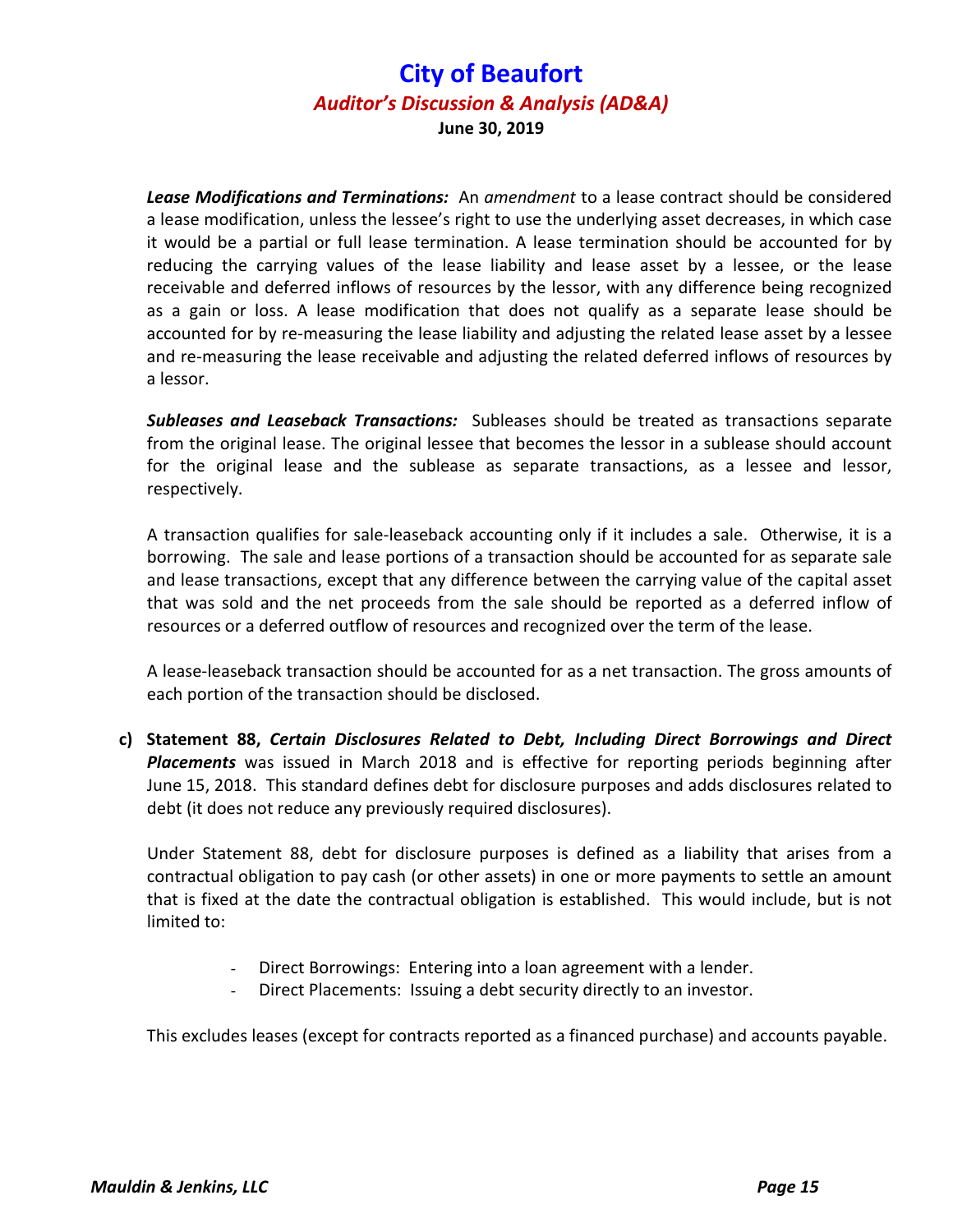***Lease Modifications and Terminations:*** An *amendment* to a lease contract should be considered a lease modification, unless the lessee's right to use the underlying asset decreases, in which case it would be a partial or full lease termination. A lease termination should be accounted for by reducing the carrying values of the lease liability and lease asset by a lessee, or the lease receivable and deferred inflows of resources by the lessor, with any difference being recognized as a gain or loss. A lease modification that does not qualify as a separate lease should be accounted for by re-measuring the lease liability and adjusting the related lease asset by a lessee and re-measuring the lease receivable and adjusting the related deferred inflows of resources by a lessor.

***Subleases and Leaseback Transactions:*** Subleases should be treated as transactions separate from the original lease. The original lessee that becomes the lessor in a sublease should account for the original lease and the sublease as separate transactions, as a lessee and lessor, respectively.

A transaction qualifies for sale-leaseback accounting only if it includes a sale. Otherwise, it is a borrowing. The sale and lease portions of a transaction should be accounted for as separate sale and lease transactions, except that any difference between the carrying value of the capital asset that was sold and the net proceeds from the sale should be reported as a deferred inflow of resources or a deferred outflow of resources and recognized over the term of the lease.

A lease-leaseback transaction should be accounted for as a net transaction. The gross amounts of each portion of the transaction should be disclosed.

**c) Statement 88, *Certain Disclosures Related to Debt, Including Direct Borrowings and Direct Placements*** was issued in March 2018 and is effective for reporting periods beginning after June 15, 2018. This standard defines debt for disclosure purposes and adds disclosures related to debt (it does not reduce any previously required disclosures).

Under Statement 88, debt for disclosure purposes is defined as a liability that arises from a contractual obligation to pay cash (or other assets) in one or more payments to settle an amount that is fixed at the date the contractual obligation is established. This would include, but is not limited to:

- Direct Borrowings: Entering into a loan agreement with a lender.
- Direct Placements: Issuing a debt security directly to an investor.

This excludes leases (except for contracts reported as a financed purchase) and accounts payable.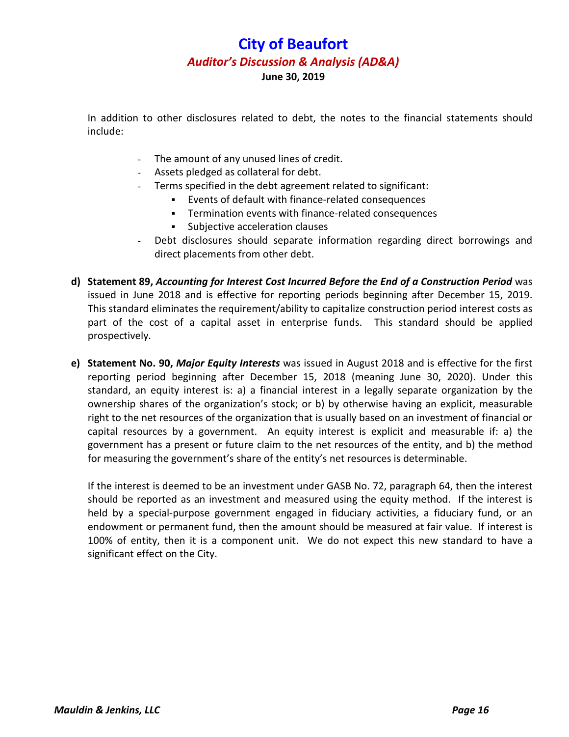In addition to other disclosures related to debt, the notes to the financial statements should include:

- The amount of any unused lines of credit.
- Assets pledged as collateral for debt.
- Terms specified in the debt agreement related to significant:
    - Events of default with finance-related consequences
    - Termination events with finance-related consequences
    - Subjective acceleration clauses
- Debt disclosures should separate information regarding direct borrowings and direct placements from other debt.

d) **Statement 89, *Accounting for Interest Cost Incurred Before the End of a Construction Period*** was issued in June 2018 and is effective for reporting periods beginning after December 15, 2019. This standard eliminates the requirement/ability to capitalize construction period interest costs as part of the cost of a capital asset in enterprise funds. This standard should be applied prospectively.

e) **Statement No. 90, *Major Equity Interests*** was issued in August 2018 and is effective for the first reporting period beginning after December 15, 2018 (meaning June 30, 2020). Under this standard, an equity interest is: a) a financial interest in a legally separate organization by the ownership shares of the organization's stock; or b) by otherwise having an explicit, measurable right to the net resources of the organization that is usually based on an investment of financial or capital resources by a government. An equity interest is explicit and measurable if: a) the government has a present or future claim to the net resources of the entity, and b) the method for measuring the government's share of the entity's net resources is determinable.

If the interest is deemed to be an investment under GASB No. 72, paragraph 64, then the interest should be reported as an investment and measured using the equity method. If the interest is held by a special-purpose government engaged in fiduciary activities, a fiduciary fund, or an endowment or permanent fund, then the amount should be measured at fair value. If interest is 100% of entity, then it is a component unit. We do not expect this new standard to have a significant effect on the City.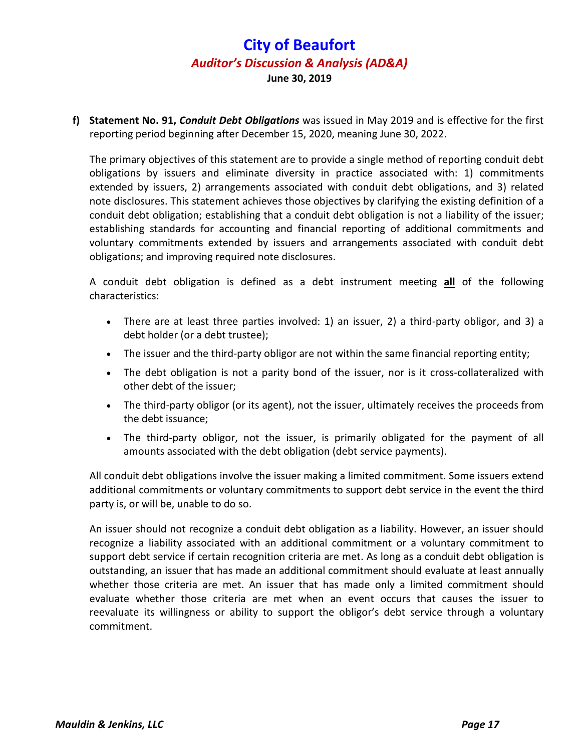**f) Statement No. 91, *Conduit Debt Obligations*** was issued in May 2019 and is effective for the first reporting period beginning after December 15, 2020, meaning June 30, 2022.

The primary objectives of this statement are to provide a single method of reporting conduit debt obligations by issuers and eliminate diversity in practice associated with: 1) commitments extended by issuers, 2) arrangements associated with conduit debt obligations, and 3) related note disclosures. This statement achieves those objectives by clarifying the existing definition of a conduit debt obligation; establishing that a conduit debt obligation is not a liability of the issuer; establishing standards for accounting and financial reporting of additional commitments and voluntary commitments extended by issuers and arrangements associated with conduit debt obligations; and improving required note disclosures.

A conduit debt obligation is defined as a debt instrument meeting **<u>all</u>** of the following characteristics:

- There are at least three parties involved: 1) an issuer, 2) a third-party obligor, and 3) a debt holder (or a debt trustee);
- The issuer and the third-party obligor are not within the same financial reporting entity;
- The debt obligation is not a parity bond of the issuer, nor is it cross-collateralized with other debt of the issuer;
- The third-party obligor (or its agent), not the issuer, ultimately receives the proceeds from the debt issuance;
- The third-party obligor, not the issuer, is primarily obligated for the payment of all amounts associated with the debt obligation (debt service payments).

All conduit debt obligations involve the issuer making a limited commitment. Some issuers extend additional commitments or voluntary commitments to support debt service in the event the third party is, or will be, unable to do so.

An issuer should not recognize a conduit debt obligation as a liability. However, an issuer should recognize a liability associated with an additional commitment or a voluntary commitment to support debt service if certain recognition criteria are met. As long as a conduit debt obligation is outstanding, an issuer that has made an additional commitment should evaluate at least annually whether those criteria are met. An issuer that has made only a limited commitment should evaluate whether those criteria are met when an event occurs that causes the issuer to reevaluate its willingness or ability to support the obligor's debt service through a voluntary commitment.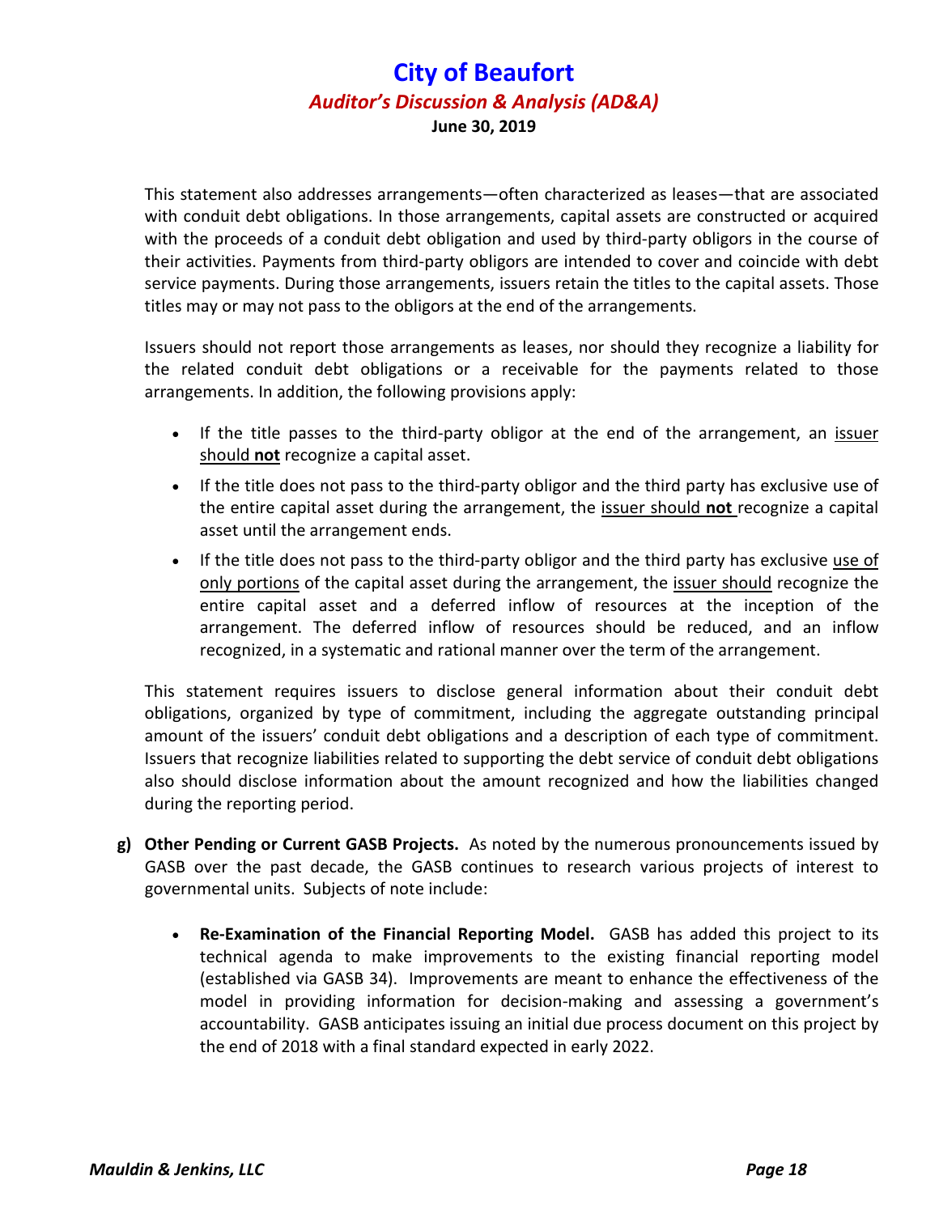This statement also addresses arrangements—often characterized as leases—that are associated with conduit debt obligations. In those arrangements, capital assets are constructed or acquired with the proceeds of a conduit debt obligation and used by third-party obligors in the course of their activities. Payments from third-party obligors are intended to cover and coincide with debt service payments. During those arrangements, issuers retain the titles to the capital assets. Those titles may or may not pass to the obligors at the end of the arrangements.

Issuers should not report those arrangements as leases, nor should they recognize a liability for the related conduit debt obligations or a receivable for the payments related to those arrangements. In addition, the following provisions apply:

- If the title passes to the third-party obligor at the end of the arrangement, an <u>issuer should **not**</u> recognize a capital asset.
- If the title does not pass to the third-party obligor and the third party has exclusive use of the entire capital asset during the arrangement, the <u>issuer should **not**</u> recognize a capital asset until the arrangement ends.
- If the title does not pass to the third-party obligor and the third party has exclusive <u>use of only portions</u> of the capital asset during the arrangement, the <u>issuer should</u> recognize the entire capital asset and a deferred inflow of resources at the inception of the arrangement. The deferred inflow of resources should be reduced, and an inflow recognized, in a systematic and rational manner over the term of the arrangement.

This statement requires issuers to disclose general information about their conduit debt obligations, organized by type of commitment, including the aggregate outstanding principal amount of the issuers' conduit debt obligations and a description of each type of commitment. Issuers that recognize liabilities related to supporting the debt service of conduit debt obligations also should disclose information about the amount recognized and how the liabilities changed during the reporting period.

**g) Other Pending or Current GASB Projects.** As noted by the numerous pronouncements issued by GASB over the past decade, the GASB continues to research various projects of interest to governmental units. Subjects of note include:

- **Re-Examination of the Financial Reporting Model.** GASB has added this project to its technical agenda to make improvements to the existing financial reporting model (established via GASB 34). Improvements are meant to enhance the effectiveness of the model in providing information for decision-making and assessing a government's accountability. GASB anticipates issuing an initial due process document on this project by the end of 2018 with a final standard expected in early 2022.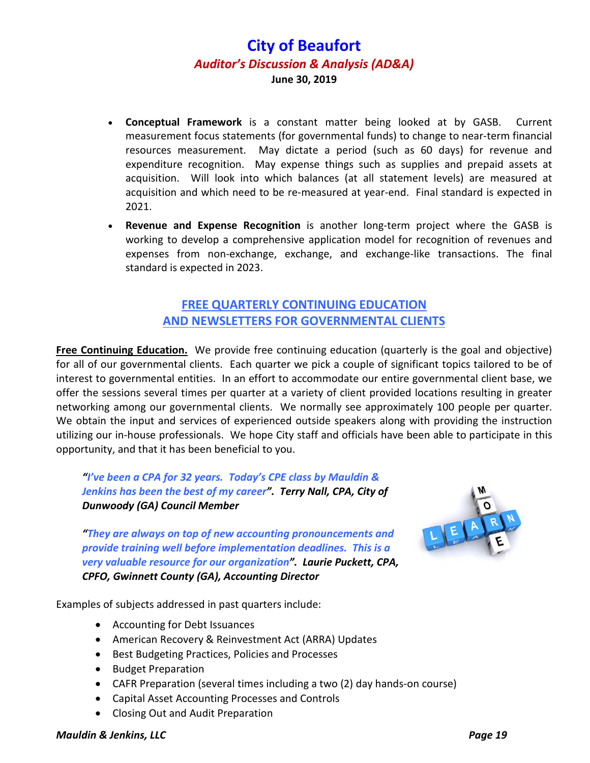- **Conceptual Framework** is a constant matter being looked at by GASB. Current measurement focus statements (for governmental funds) to change to near-term financial resources measurement. May dictate a period (such as 60 days) for revenue and expenditure recognition. May expense things such as supplies and prepaid assets at acquisition. Will look into which balances (at all statement levels) are measured at acquisition and which need to be re-measured at year-end. Final standard is expected in 2021.
- **Revenue and Expense Recognition** is another long-term project where the GASB is working to develop a comprehensive application model for recognition of revenues and expenses from non-exchange, exchange, and exchange-like transactions. The final standard is expected in 2023.

## FREE QUARTERLY CONTINUING EDUCATION AND NEWSLETTERS FOR GOVERNMENTAL CLIENTS

**Free Continuing Education.** We provide free continuing education (quarterly is the goal and objective) for all of our governmental clients. Each quarter we pick a couple of significant topics tailored to be of interest to governmental entities. In an effort to accommodate our entire governmental client base, we offer the sessions several times per quarter at a variety of client provided locations resulting in greater networking among our governmental clients. We normally see approximately 100 people per quarter. We obtain the input and services of experienced outside speakers along with providing the instruction utilizing our in-house professionals. We hope City staff and officials have been able to participate in this opportunity, and that it has been beneficial to you.

*"I've been a CPA for 32 years. Today's CPE class by Mauldin & Jenkins has been the best of my career". **Terry Nall, CPA, City of Dunwoody (GA) Council Member***

*"They are always on top of new accounting pronouncements and provide training well before implementation deadlines. This is a very valuable resource for our organization". **Laurie Puckett, CPA, CPFO, Gwinnett County (GA), Accounting Director***

Examples of subjects addressed in past quarters include:

- Accounting for Debt Issuances
- American Recovery & Reinvestment Act (ARRA) Updates
- Best Budgeting Practices, Policies and Processes
- Budget Preparation
- CAFR Preparation (several times including a two (2) day hands-on course)
- Capital Asset Accounting Processes and Controls
- Closing Out and Audit Preparation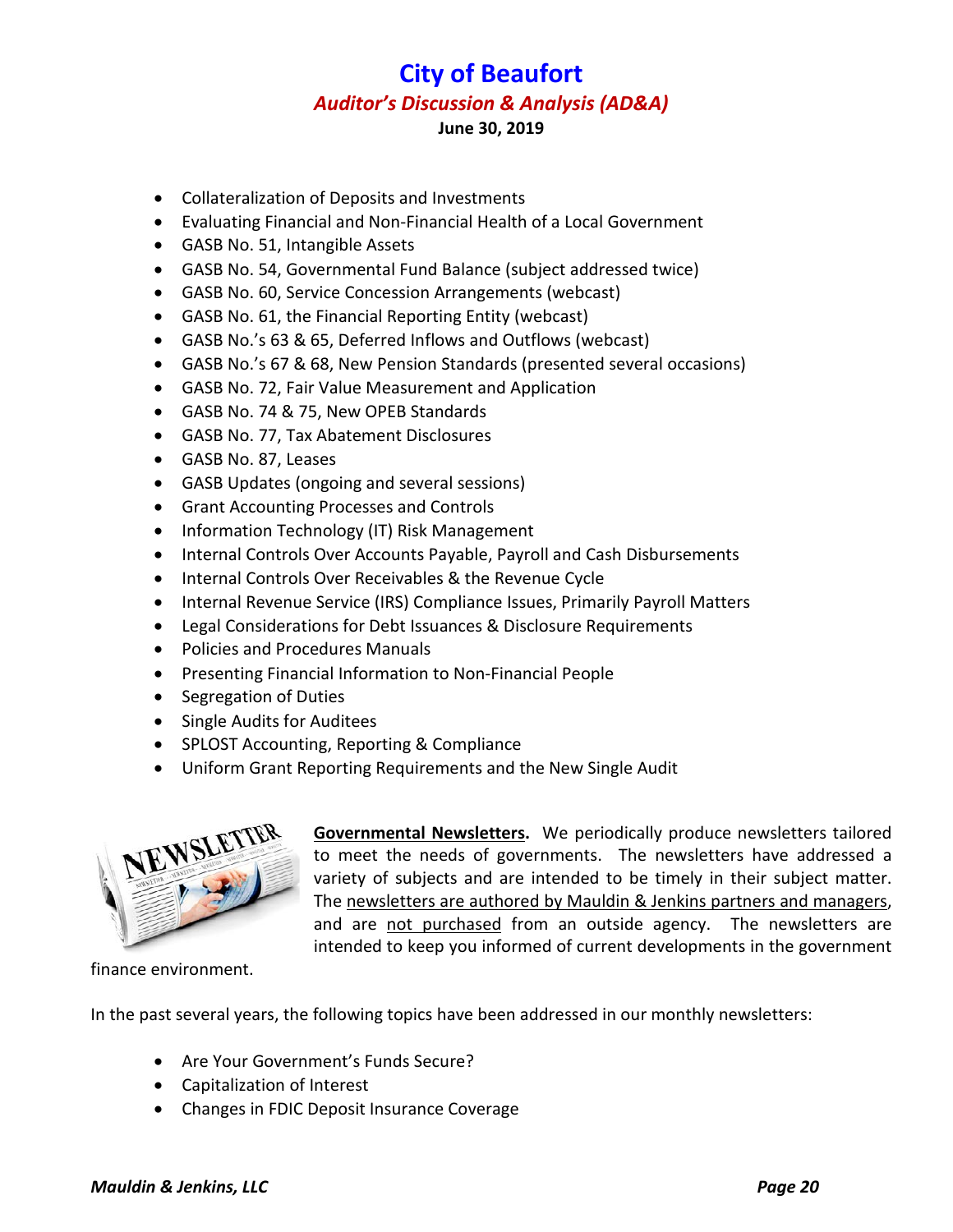- Collateralization of Deposits and Investments
- Evaluating Financial and Non-Financial Health of a Local Government
- GASB No. 51, Intangible Assets
- GASB No. 54, Governmental Fund Balance (subject addressed twice)
- GASB No. 60, Service Concession Arrangements (webcast)
- GASB No. 61, the Financial Reporting Entity (webcast)
- GASB No.'s 63 & 65, Deferred Inflows and Outflows (webcast)
- GASB No.'s 67 & 68, New Pension Standards (presented several occasions)
- GASB No. 72, Fair Value Measurement and Application
- GASB No. 74 & 75, New OPEB Standards
- GASB No. 77, Tax Abatement Disclosures
- GASB No. 87, Leases
- GASB Updates (ongoing and several sessions)
- Grant Accounting Processes and Controls
- Information Technology (IT) Risk Management
- Internal Controls Over Accounts Payable, Payroll and Cash Disbursements
- Internal Controls Over Receivables & the Revenue Cycle
- Internal Revenue Service (IRS) Compliance Issues, Primarily Payroll Matters
- Legal Considerations for Debt Issuances & Disclosure Requirements
- Policies and Procedures Manuals
- Presenting Financial Information to Non-Financial People
- Segregation of Duties
- Single Audits for Auditees
- SPLOST Accounting, Reporting & Compliance
- Uniform Grant Reporting Requirements and the New Single Audit

**Governmental Newsletters.** We periodically produce newsletters tailored to meet the needs of governments. The newsletters have addressed a variety of subjects and are intended to be timely in their subject matter. The newsletters are authored by Mauldin & Jenkins partners and managers, and are not purchased from an outside agency. The newsletters are intended to keep you informed of current developments in the government finance environment.

In the past several years, the following topics have been addressed in our monthly newsletters:

- Are Your Government's Funds Secure?
- Capitalization of Interest
- Changes in FDIC Deposit Insurance Coverage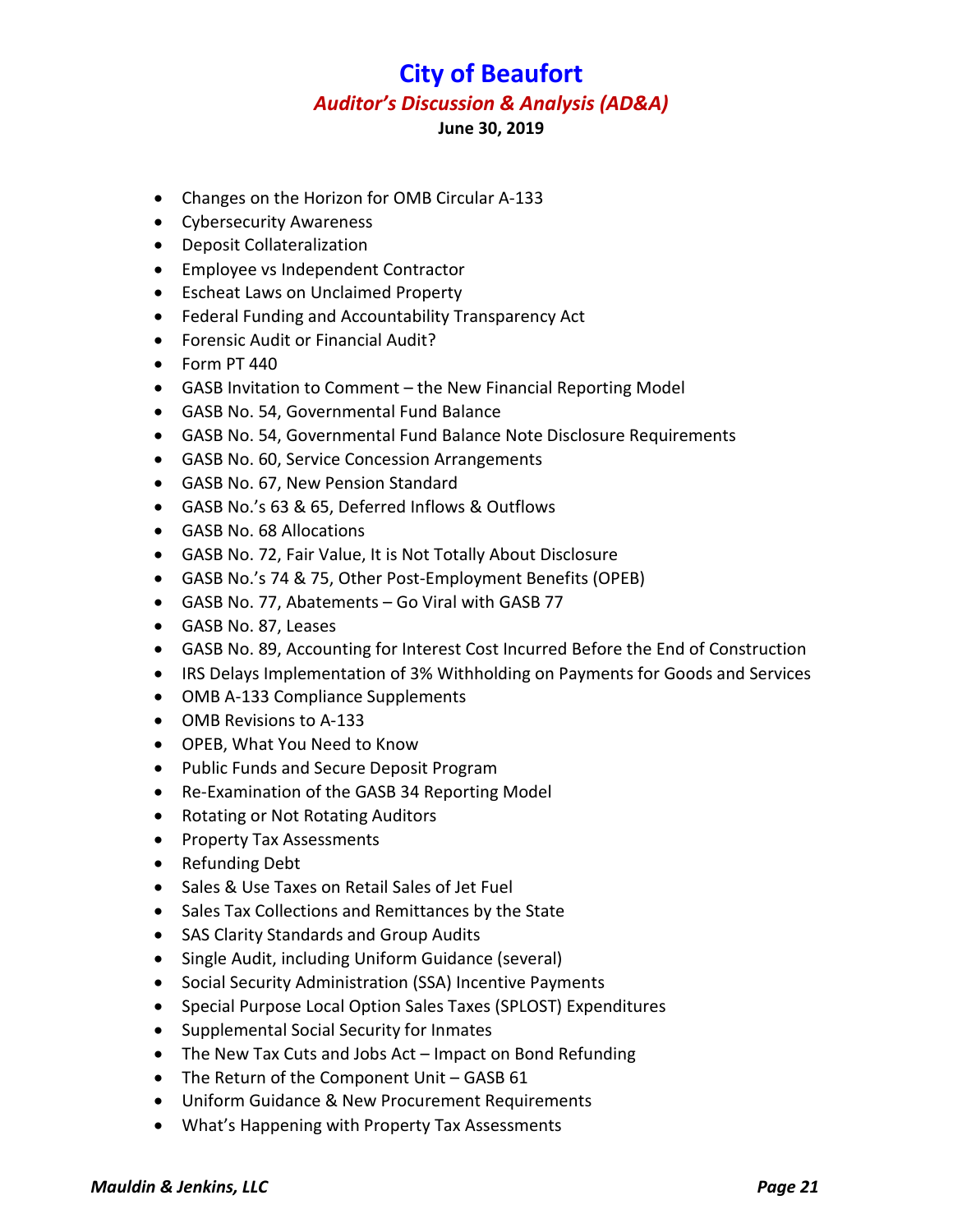- Changes on the Horizon for OMB Circular A-133
- Cybersecurity Awareness
- Deposit Collateralization
- Employee vs Independent Contractor
- Escheat Laws on Unclaimed Property
- Federal Funding and Accountability Transparency Act
- Forensic Audit or Financial Audit?
- Form PT 440
- GASB Invitation to Comment – the New Financial Reporting Model
- GASB No. 54, Governmental Fund Balance
- GASB No. 54, Governmental Fund Balance Note Disclosure Requirements
- GASB No. 60, Service Concession Arrangements
- GASB No. 67, New Pension Standard
- GASB No.'s 63 & 65, Deferred Inflows & Outflows
- GASB No. 68 Allocations
- GASB No. 72, Fair Value, It is Not Totally About Disclosure
- GASB No.'s 74 & 75, Other Post-Employment Benefits (OPEB)
- GASB No. 77, Abatements – Go Viral with GASB 77
- GASB No. 87, Leases
- GASB No. 89, Accounting for Interest Cost Incurred Before the End of Construction
- IRS Delays Implementation of 3% Withholding on Payments for Goods and Services
- OMB A-133 Compliance Supplements
- OMB Revisions to A-133
- OPEB, What You Need to Know
- Public Funds and Secure Deposit Program
- Re-Examination of the GASB 34 Reporting Model
- Rotating or Not Rotating Auditors
- Property Tax Assessments
- Refunding Debt
- Sales & Use Taxes on Retail Sales of Jet Fuel
- Sales Tax Collections and Remittances by the State
- SAS Clarity Standards and Group Audits
- Single Audit, including Uniform Guidance (several)
- Social Security Administration (SSA) Incentive Payments
- Special Purpose Local Option Sales Taxes (SPLOST) Expenditures
- Supplemental Social Security for Inmates
- The New Tax Cuts and Jobs Act – Impact on Bond Refunding
- The Return of the Component Unit – GASB 61
- Uniform Guidance & New Procurement Requirements
- What's Happening with Property Tax Assessments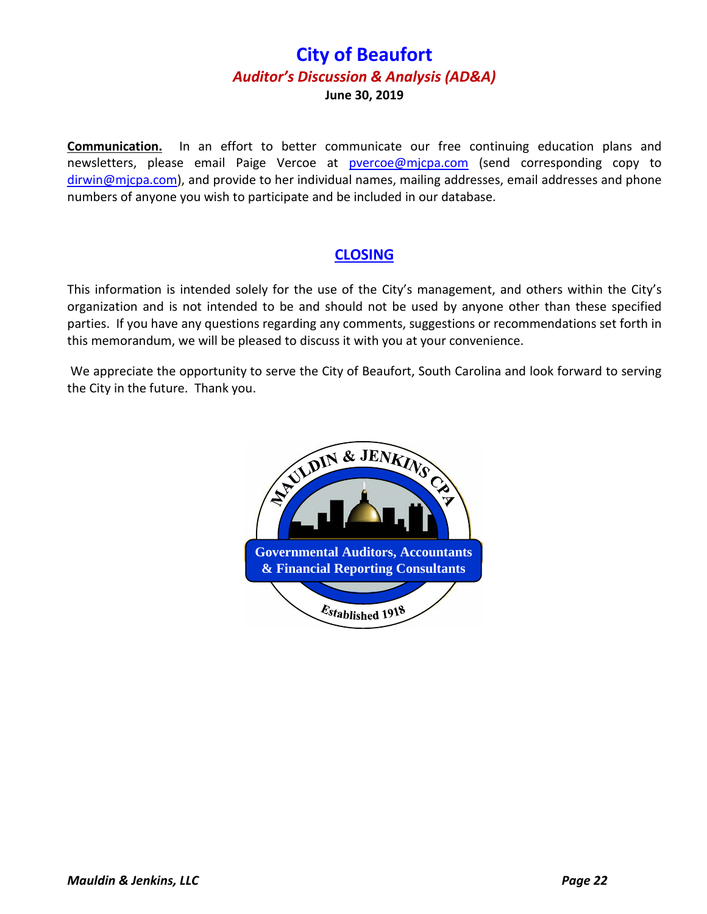**Communication.** In an effort to better communicate our free continuing education plans and newsletters, please email Paige Vercoe at pvercoe@mjcpa.com (send corresponding copy to dirwin@mjcpa.com), and provide to her individual names, mailing addresses, email addresses and phone numbers of anyone you wish to participate and be included in our database.

## CLOSING

This information is intended solely for the use of the City's management, and others within the City's organization and is not intended to be and should not be used by anyone other than these specified parties. If you have any questions regarding any comments, suggestions or recommendations set forth in this memorandum, we will be pleased to discuss it with you at your convenience.

We appreciate the opportunity to serve the City of Beaufort, South Carolina and look forward to serving the City in the future. Thank you.

MAULDIN & JENKINS CPA

Governmental Auditors, Accountants & Financial Reporting Consultants

Established 1918